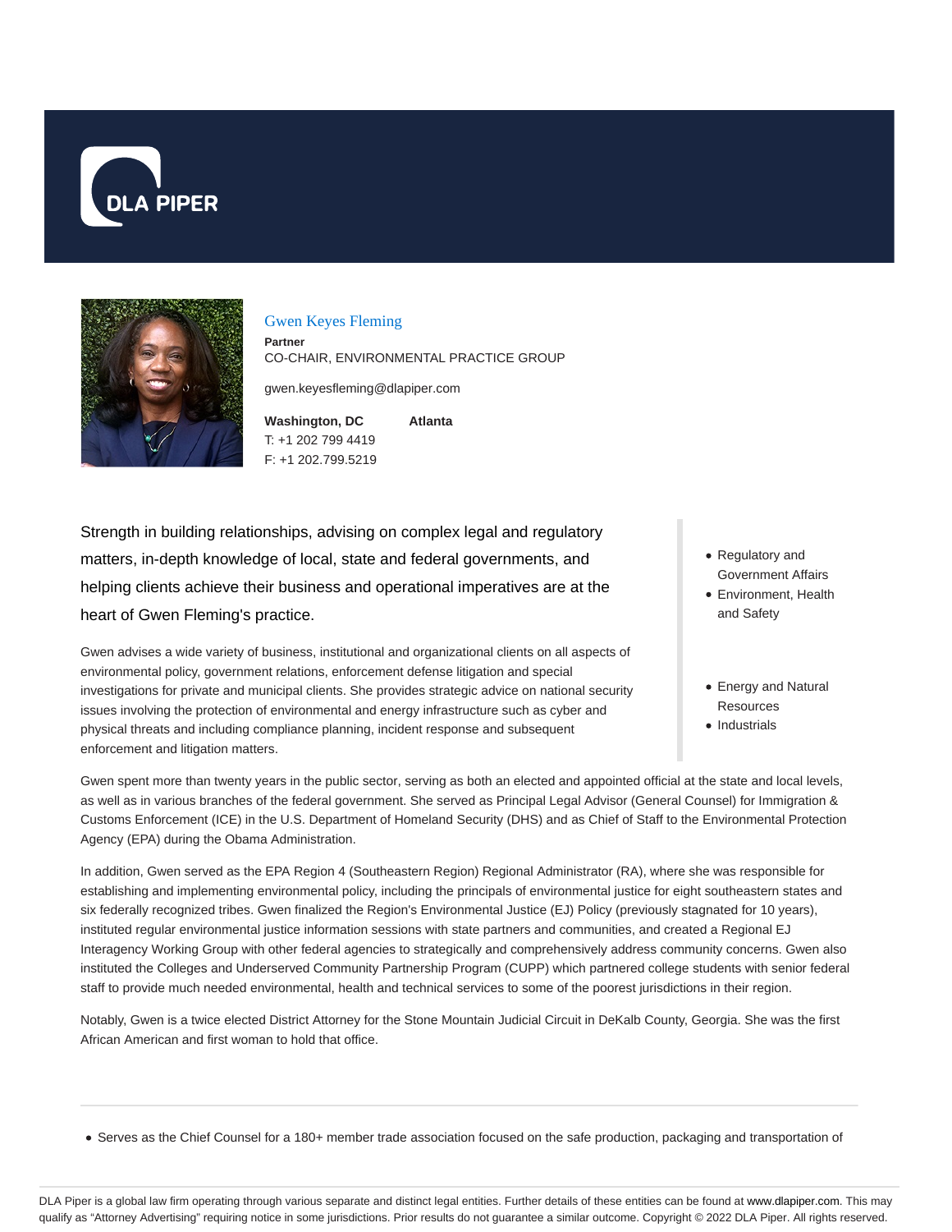DLA PIPER

## Gwen Keyes Fleming

**Partner**
CO-CHAIR, ENVIRONMENTAL PRACTICE GROUP

gwen.keyesfleming@dlapiper.com

**Washington, DC**
T: +1 202 799 4419
F: +1 202.799.5219

**Atlanta**

Strength in building relationships, advising on complex legal and regulatory matters, in-depth knowledge of local, state and federal governments, and helping clients achieve their business and operational imperatives are at the heart of Gwen Fleming's practice.

Gwen advises a wide variety of business, institutional and organizational clients on all aspects of environmental policy, government relations, enforcement defense litigation and special investigations for private and municipal clients. She provides strategic advice on national security issues involving the protection of environmental and energy infrastructure such as cyber and physical threats and including compliance planning, incident response and subsequent enforcement and litigation matters.

- Regulatory and Government Affairs
- Environment, Health and Safety

- Energy and Natural Resources
- Industrials

Gwen spent more than twenty years in the public sector, serving as both an elected and appointed official at the state and local levels, as well as in various branches of the federal government. She served as Principal Legal Advisor (General Counsel) for Immigration & Customs Enforcement (ICE) in the U.S. Department of Homeland Security (DHS) and as Chief of Staff to the Environmental Protection Agency (EPA) during the Obama Administration.

In addition, Gwen served as the EPA Region 4 (Southeastern Region) Regional Administrator (RA), where she was responsible for establishing and implementing environmental policy, including the principals of environmental justice for eight southeastern states and six federally recognized tribes. Gwen finalized the Region's Environmental Justice (EJ) Policy (previously stagnated for 10 years), instituted regular environmental justice information sessions with state partners and communities, and created a Regional EJ Interagency Working Group with other federal agencies to strategically and comprehensively address community concerns. Gwen also instituted the Colleges and Underserved Community Partnership Program (CUPP) which partnered college students with senior federal staff to provide much needed environmental, health and technical services to some of the poorest jurisdictions in their region.

Notably, Gwen is a twice elected District Attorney for the Stone Mountain Judicial Circuit in DeKalb County, Georgia. She was the first African American and first woman to hold that office.

---

- Serves as the Chief Counsel for a 180+ member trade association focused on the safe production, packaging and transportation of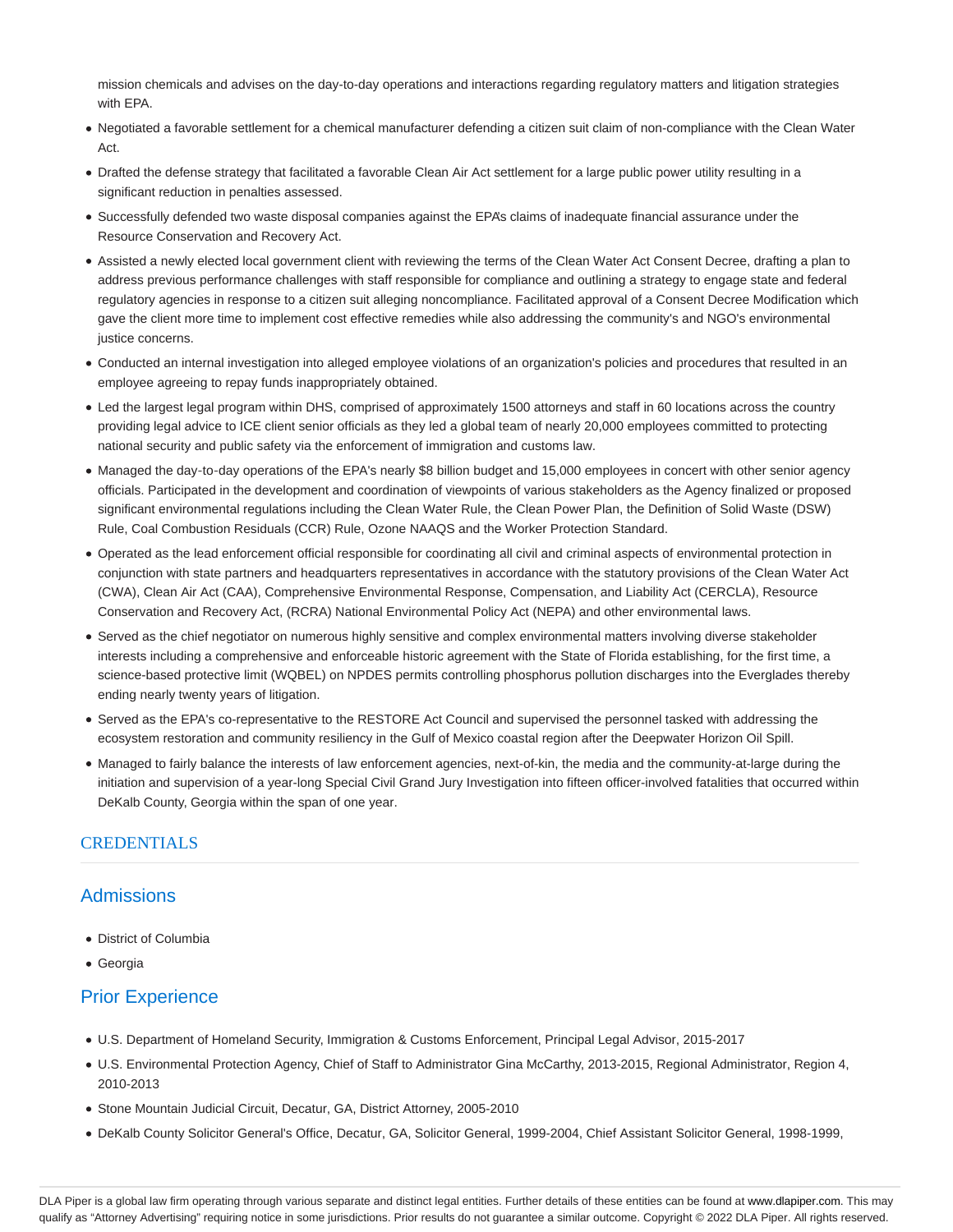mission chemicals and advises on the day-to-day operations and interactions regarding regulatory matters and litigation strategies with EPA.

- Negotiated a favorable settlement for a chemical manufacturer defending a citizen suit claim of non-compliance with the Clean Water Act.
- Drafted the defense strategy that facilitated a favorable Clean Air Act settlement for a large public power utility resulting in a significant reduction in penalties assessed.
- Successfully defended two waste disposal companies against the EPA's claims of inadequate financial assurance under the Resource Conservation and Recovery Act.
- Assisted a newly elected local government client with reviewing the terms of the Clean Water Act Consent Decree, drafting a plan to address previous performance challenges with staff responsible for compliance and outlining a strategy to engage state and federal regulatory agencies in response to a citizen suit alleging noncompliance. Facilitated approval of a Consent Decree Modification which gave the client more time to implement cost effective remedies while also addressing the community's and NGO's environmental justice concerns.
- Conducted an internal investigation into alleged employee violations of an organization's policies and procedures that resulted in an employee agreeing to repay funds inappropriately obtained.
- Led the largest legal program within DHS, comprised of approximately 1500 attorneys and staff in 60 locations across the country providing legal advice to ICE client senior officials as they led a global team of nearly 20,000 employees committed to protecting national security and public safety via the enforcement of immigration and customs law.
- Managed the day-to-day operations of the EPA's nearly $8 billion budget and 15,000 employees in concert with other senior agency officials. Participated in the development and coordination of viewpoints of various stakeholders as the Agency finalized or proposed significant environmental regulations including the Clean Water Rule, the Clean Power Plan, the Definition of Solid Waste (DSW) Rule, Coal Combustion Residuals (CCR) Rule, Ozone NAAQS and the Worker Protection Standard.
- Operated as the lead enforcement official responsible for coordinating all civil and criminal aspects of environmental protection in conjunction with state partners and headquarters representatives in accordance with the statutory provisions of the Clean Water Act (CWA), Clean Air Act (CAA), Comprehensive Environmental Response, Compensation, and Liability Act (CERCLA), Resource Conservation and Recovery Act, (RCRA) National Environmental Policy Act (NEPA) and other environmental laws.
- Served as the chief negotiator on numerous highly sensitive and complex environmental matters involving diverse stakeholder interests including a comprehensive and enforceable historic agreement with the State of Florida establishing, for the first time, a science-based protective limit (WQBEL) on NPDES permits controlling phosphorus pollution discharges into the Everglades thereby ending nearly twenty years of litigation.
- Served as the EPA's co-representative to the RESTORE Act Council and supervised the personnel tasked with addressing the ecosystem restoration and community resiliency in the Gulf of Mexico coastal region after the Deepwater Horizon Oil Spill.
- Managed to fairly balance the interests of law enforcement agencies, next-of-kin, the media and the community-at-large during the initiation and supervision of a year-long Special Civil Grand Jury Investigation into fifteen officer-involved fatalities that occurred within DeKalb County, Georgia within the span of one year.

## CREDENTIALS

### Admissions

- District of Columbia
- Georgia

### Prior Experience

- U.S. Department of Homeland Security, Immigration & Customs Enforcement, Principal Legal Advisor, 2015-2017
- U.S. Environmental Protection Agency, Chief of Staff to Administrator Gina McCarthy, 2013-2015, Regional Administrator, Region 4, 2010-2013
- Stone Mountain Judicial Circuit, Decatur, GA, District Attorney, 2005-2010
- DeKalb County Solicitor General's Office, Decatur, GA, Solicitor General, 1999-2004, Chief Assistant Solicitor General, 1998-1999,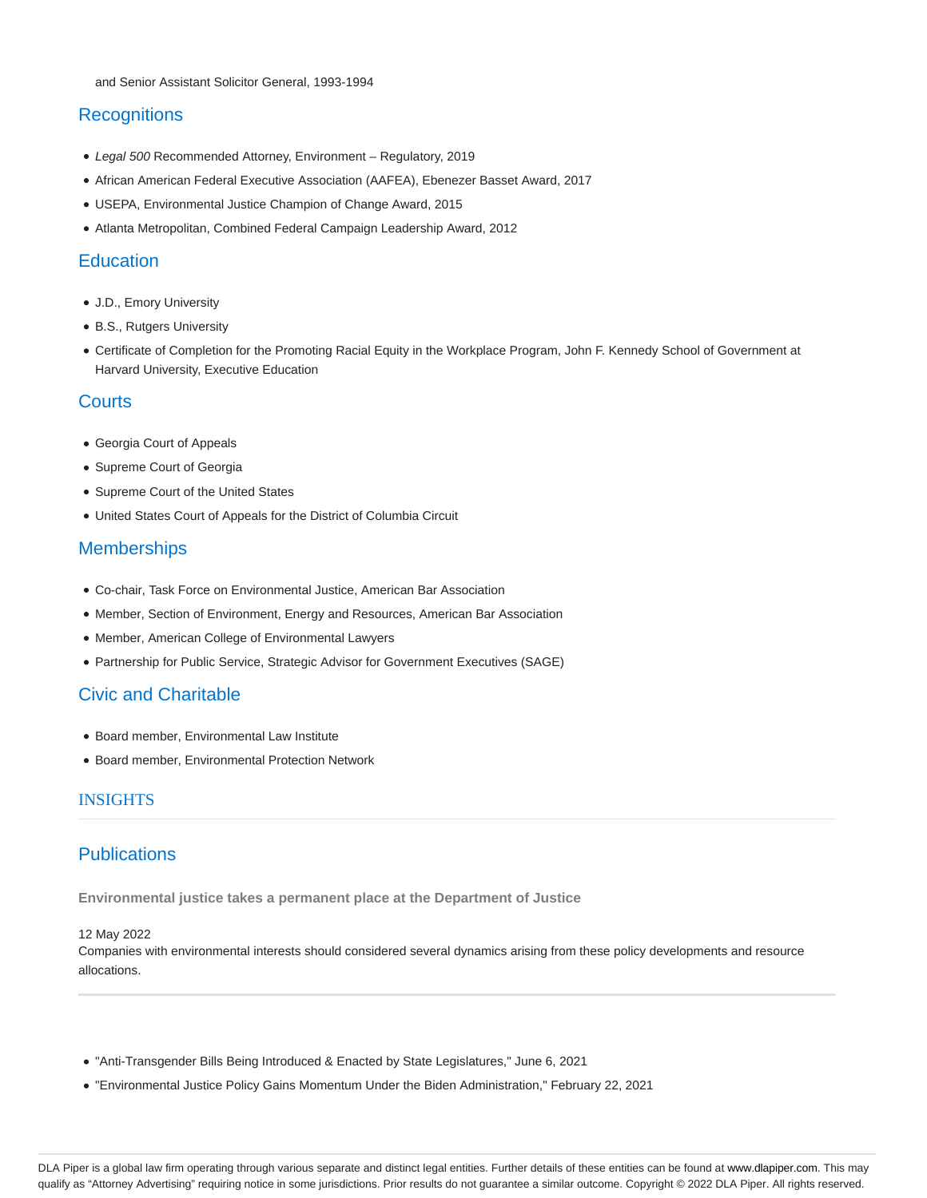and Senior Assistant Solicitor General, 1993-1994

## Recognitions

- *Legal 500* Recommended Attorney, Environment – Regulatory, 2019
- African American Federal Executive Association (AAFEA), Ebenezer Basset Award, 2017
- USEPA, Environmental Justice Champion of Change Award, 2015
- Atlanta Metropolitan, Combined Federal Campaign Leadership Award, 2012

## Education

- J.D., Emory University
- B.S., Rutgers University
- Certificate of Completion for the Promoting Racial Equity in the Workplace Program, John F. Kennedy School of Government at Harvard University, Executive Education

## Courts

- Georgia Court of Appeals
- Supreme Court of Georgia
- Supreme Court of the United States
- United States Court of Appeals for the District of Columbia Circuit

## Memberships

- Co-chair, Task Force on Environmental Justice, American Bar Association
- Member, Section of Environment, Energy and Resources, American Bar Association
- Member, American College of Environmental Lawyers
- Partnership for Public Service, Strategic Advisor for Government Executives (SAGE)

## Civic and Charitable

- Board member, Environmental Law Institute
- Board member, Environmental Protection Network

# INSIGHTS

## Publications

**Environmental justice takes a permanent place at the Department of Justice**

12 May 2022

Companies with environmental interests should considered several dynamics arising from these policy developments and resource allocations.

- "Anti-Transgender Bills Being Introduced & Enacted by State Legislatures," June 6, 2021
- "Environmental Justice Policy Gains Momentum Under the Biden Administration," February 22, 2021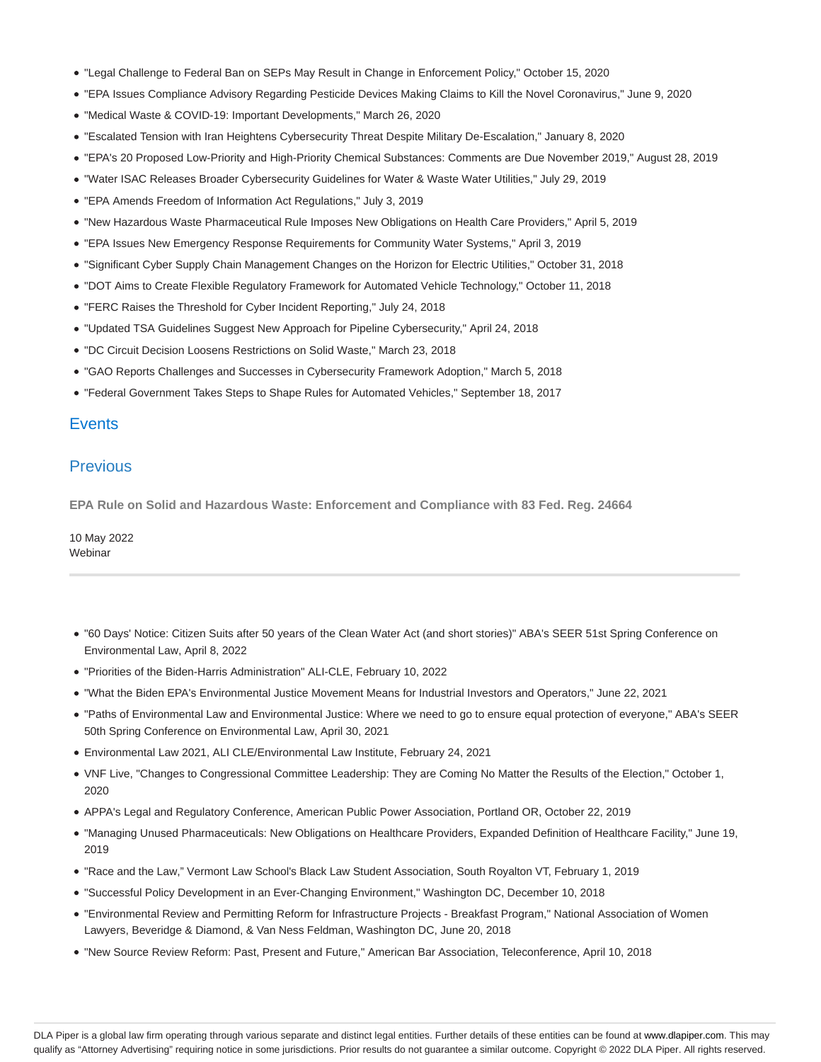- "Legal Challenge to Federal Ban on SEPs May Result in Change in Enforcement Policy," October 15, 2020
- "EPA Issues Compliance Advisory Regarding Pesticide Devices Making Claims to Kill the Novel Coronavirus," June 9, 2020
- "Medical Waste & COVID-19: Important Developments," March 26, 2020
- "Escalated Tension with Iran Heightens Cybersecurity Threat Despite Military De-Escalation," January 8, 2020
- "EPA's 20 Proposed Low-Priority and High-Priority Chemical Substances: Comments are Due November 2019," August 28, 2019
- "Water ISAC Releases Broader Cybersecurity Guidelines for Water & Waste Water Utilities," July 29, 2019
- "EPA Amends Freedom of Information Act Regulations," July 3, 2019
- "New Hazardous Waste Pharmaceutical Rule Imposes New Obligations on Health Care Providers," April 5, 2019
- "EPA Issues New Emergency Response Requirements for Community Water Systems," April 3, 2019
- "Significant Cyber Supply Chain Management Changes on the Horizon for Electric Utilities," October 31, 2018
- "DOT Aims to Create Flexible Regulatory Framework for Automated Vehicle Technology," October 11, 2018
- "FERC Raises the Threshold for Cyber Incident Reporting," July 24, 2018
- "Updated TSA Guidelines Suggest New Approach for Pipeline Cybersecurity," April 24, 2018
- "DC Circuit Decision Loosens Restrictions on Solid Waste," March 23, 2018
- "GAO Reports Challenges and Successes in Cybersecurity Framework Adoption," March 5, 2018
- "Federal Government Takes Steps to Shape Rules for Automated Vehicles," September 18, 2017

## Events

## Previous

**EPA Rule on Solid and Hazardous Waste: Enforcement and Compliance with 83 Fed. Reg. 24664**

10 May 2022
Webinar

---

- "60 Days' Notice: Citizen Suits after 50 years of the Clean Water Act (and short stories)" ABA's SEER 51st Spring Conference on Environmental Law, April 8, 2022
- "Priorities of the Biden-Harris Administration" ALI-CLE, February 10, 2022
- "What the Biden EPA's Environmental Justice Movement Means for Industrial Investors and Operators," June 22, 2021
- "Paths of Environmental Law and Environmental Justice: Where we need to go to ensure equal protection of everyone," ABA's SEER 50th Spring Conference on Environmental Law, April 30, 2021
- Environmental Law 2021, ALI CLE/Environmental Law Institute, February 24, 2021
- VNF Live, "Changes to Congressional Committee Leadership: They are Coming No Matter the Results of the Election," October 1, 2020
- APPA's Legal and Regulatory Conference, American Public Power Association, Portland OR, October 22, 2019
- "Managing Unused Pharmaceuticals: New Obligations on Healthcare Providers, Expanded Definition of Healthcare Facility," June 19, 2019
- "Race and the Law," Vermont Law School's Black Law Student Association, South Royalton VT, February 1, 2019
- "Successful Policy Development in an Ever-Changing Environment," Washington DC, December 10, 2018
- "Environmental Review and Permitting Reform for Infrastructure Projects - Breakfast Program," National Association of Women Lawyers, Beveridge & Diamond, & Van Ness Feldman, Washington DC, June 20, 2018
- "New Source Review Reform: Past, Present and Future," American Bar Association, Teleconference, April 10, 2018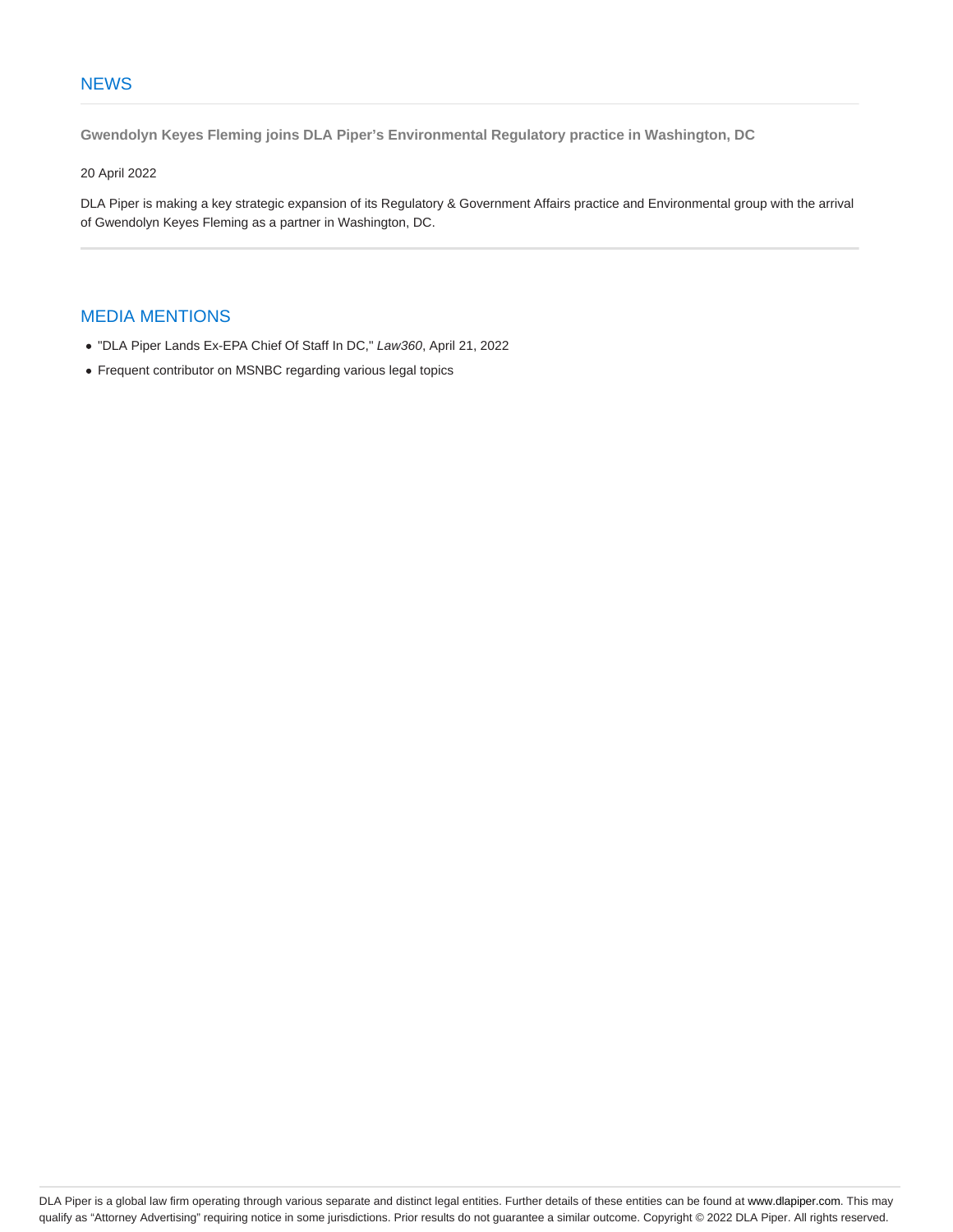## NEWS

**Gwendolyn Keyes Fleming joins DLA Piper's Environmental Regulatory practice in Washington, DC**

20 April 2022

DLA Piper is making a key strategic expansion of its Regulatory & Government Affairs practice and Environmental group with the arrival of Gwendolyn Keyes Fleming as a partner in Washington, DC.

## MEDIA MENTIONS

- "DLA Piper Lands Ex-EPA Chief Of Staff In DC," *Law360*, April 21, 2022
- Frequent contributor on MSNBC regarding various legal topics

DLA Piper is a global law firm operating through various separate and distinct legal entities. Further details of these entities can be found at www.dlapiper.com. This may qualify as "Attorney Advertising" requiring notice in some jurisdictions. Prior results do not guarantee a similar outcome. Copyright © 2022 DLA Piper. All rights reserved.